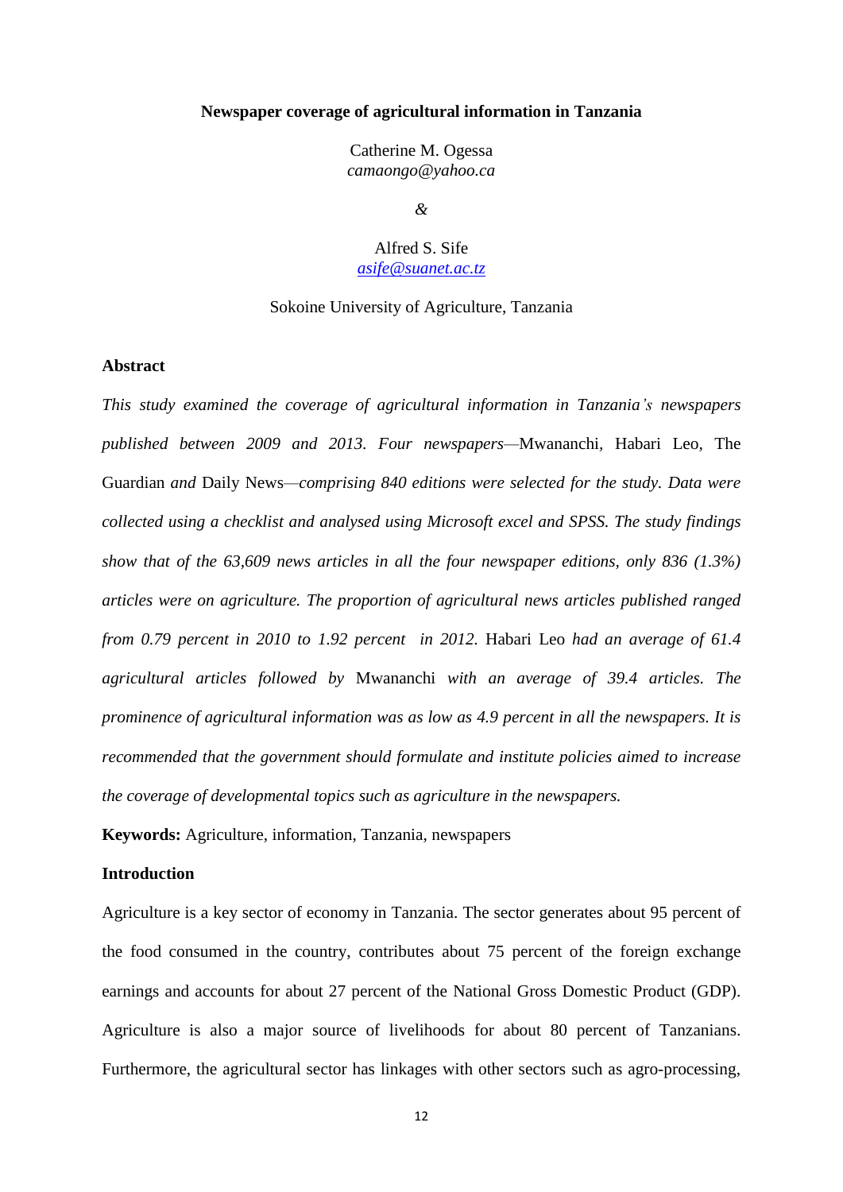# Newspaper coverage of agricultural information in Tanzania

Catherine M. Ogessa
*camaongo@yahoo.ca*

*&*

Alfred S. Sife
*asife@suanet.ac.tz*

Sokoine University of Agriculture, Tanzania

## Abstract

*This study examined the coverage of agricultural information in Tanzania's newspapers published between 2009 and 2013. Four newspapers—*Mwananchi, Habari Leo, The Guardian *and* Daily News*—comprising 840 editions were selected for the study. Data were collected using a checklist and analysed using Microsoft excel and SPSS. The study findings show that of the 63,609 news articles in all the four newspaper editions, only 836 (1.3%) articles were on agriculture. The proportion of agricultural news articles published ranged from 0.79 percent in 2010 to 1.92 percent in 2012.* Habari Leo *had an average of 61.4 agricultural articles followed by* Mwananchi *with an average of 39.4 articles. The prominence of agricultural information was as low as 4.9 percent in all the newspapers. It is recommended that the government should formulate and institute policies aimed to increase the coverage of developmental topics such as agriculture in the newspapers.*

**Keywords:** Agriculture, information, Tanzania, newspapers

## Introduction

Agriculture is a key sector of economy in Tanzania. The sector generates about 95 percent of the food consumed in the country, contributes about 75 percent of the foreign exchange earnings and accounts for about 27 percent of the National Gross Domestic Product (GDP). Agriculture is also a major source of livelihoods for about 80 percent of Tanzanians. Furthermore, the agricultural sector has linkages with other sectors such as agro-processing,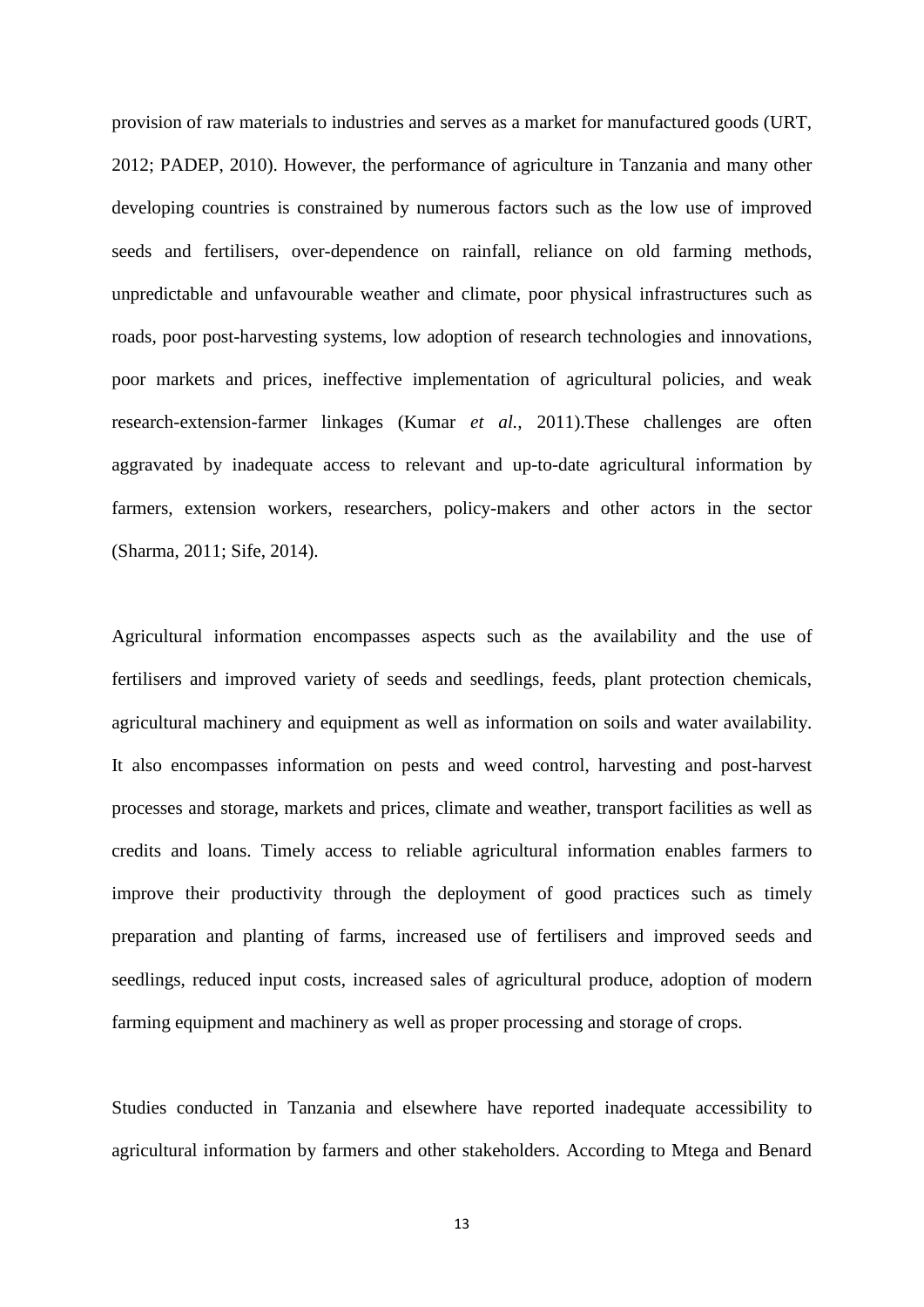provision of raw materials to industries and serves as a market for manufactured goods (URT, 2012; PADEP, 2010). However, the performance of agriculture in Tanzania and many other developing countries is constrained by numerous factors such as the low use of improved seeds and fertilisers, over-dependence on rainfall, reliance on old farming methods, unpredictable and unfavourable weather and climate, poor physical infrastructures such as roads, poor post-harvesting systems, low adoption of research technologies and innovations, poor markets and prices, ineffective implementation of agricultural policies, and weak research-extension-farmer linkages (Kumar *et al.,* 2011).These challenges are often aggravated by inadequate access to relevant and up-to-date agricultural information by farmers, extension workers, researchers, policy-makers and other actors in the sector (Sharma, 2011; Sife, 2014).

Agricultural information encompasses aspects such as the availability and the use of fertilisers and improved variety of seeds and seedlings, feeds, plant protection chemicals, agricultural machinery and equipment as well as information on soils and water availability. It also encompasses information on pests and weed control, harvesting and post-harvest processes and storage, markets and prices, climate and weather, transport facilities as well as credits and loans. Timely access to reliable agricultural information enables farmers to improve their productivity through the deployment of good practices such as timely preparation and planting of farms, increased use of fertilisers and improved seeds and seedlings, reduced input costs, increased sales of agricultural produce, adoption of modern farming equipment and machinery as well as proper processing and storage of crops.

Studies conducted in Tanzania and elsewhere have reported inadequate accessibility to agricultural information by farmers and other stakeholders. According to Mtega and Benard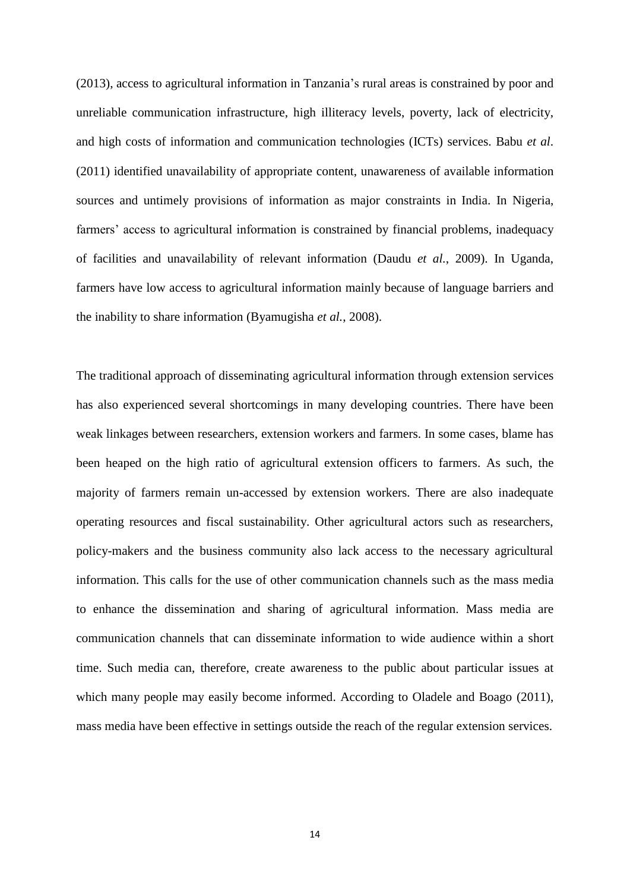(2013), access to agricultural information in Tanzania's rural areas is constrained by poor and unreliable communication infrastructure, high illiteracy levels, poverty, lack of electricity, and high costs of information and communication technologies (ICTs) services. Babu *et al*. (2011) identified unavailability of appropriate content, unawareness of available information sources and untimely provisions of information as major constraints in India. In Nigeria, farmers' access to agricultural information is constrained by financial problems, inadequacy of facilities and unavailability of relevant information (Daudu *et al.*, 2009). In Uganda, farmers have low access to agricultural information mainly because of language barriers and the inability to share information (Byamugisha *et al.*, 2008).

The traditional approach of disseminating agricultural information through extension services has also experienced several shortcomings in many developing countries. There have been weak linkages between researchers, extension workers and farmers. In some cases, blame has been heaped on the high ratio of agricultural extension officers to farmers. As such, the majority of farmers remain un-accessed by extension workers. There are also inadequate operating resources and fiscal sustainability. Other agricultural actors such as researchers, policy-makers and the business community also lack access to the necessary agricultural information. This calls for the use of other communication channels such as the mass media to enhance the dissemination and sharing of agricultural information. Mass media are communication channels that can disseminate information to wide audience within a short time. Such media can, therefore, create awareness to the public about particular issues at which many people may easily become informed. According to Oladele and Boago (2011), mass media have been effective in settings outside the reach of the regular extension services.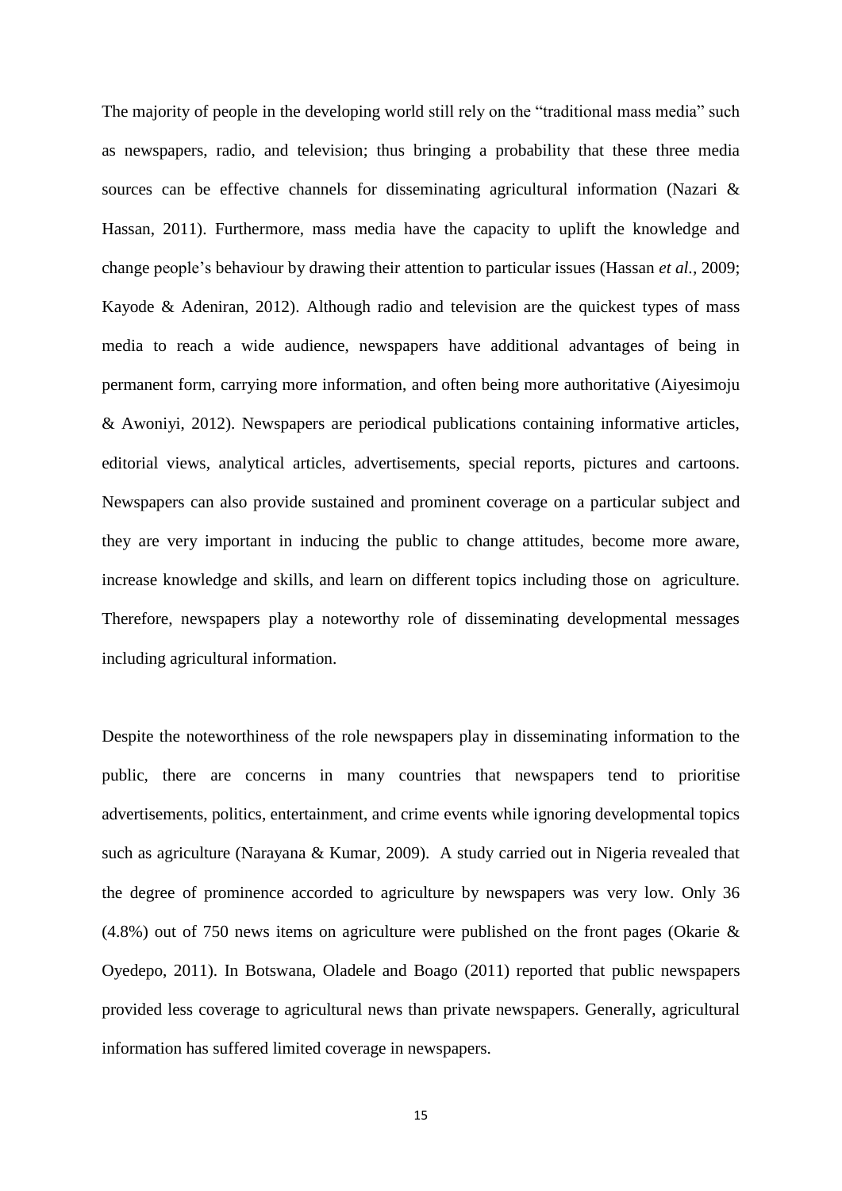The majority of people in the developing world still rely on the "traditional mass media" such as newspapers, radio, and television; thus bringing a probability that these three media sources can be effective channels for disseminating agricultural information (Nazari & Hassan, 2011). Furthermore, mass media have the capacity to uplift the knowledge and change people's behaviour by drawing their attention to particular issues (Hassan *et al.,* 2009; Kayode & Adeniran, 2012). Although radio and television are the quickest types of mass media to reach a wide audience, newspapers have additional advantages of being in permanent form, carrying more information, and often being more authoritative (Aiyesimoju & Awoniyi, 2012). Newspapers are periodical publications containing informative articles, editorial views, analytical articles, advertisements, special reports, pictures and cartoons. Newspapers can also provide sustained and prominent coverage on a particular subject and they are very important in inducing the public to change attitudes, become more aware, increase knowledge and skills, and learn on different topics including those on agriculture. Therefore, newspapers play a noteworthy role of disseminating developmental messages including agricultural information.

Despite the noteworthiness of the role newspapers play in disseminating information to the public, there are concerns in many countries that newspapers tend to prioritise advertisements, politics, entertainment, and crime events while ignoring developmental topics such as agriculture (Narayana & Kumar, 2009). A study carried out in Nigeria revealed that the degree of prominence accorded to agriculture by newspapers was very low. Only 36 (4.8%) out of 750 news items on agriculture were published on the front pages (Okarie & Oyedepo, 2011). In Botswana, Oladele and Boago (2011) reported that public newspapers provided less coverage to agricultural news than private newspapers. Generally, agricultural information has suffered limited coverage in newspapers.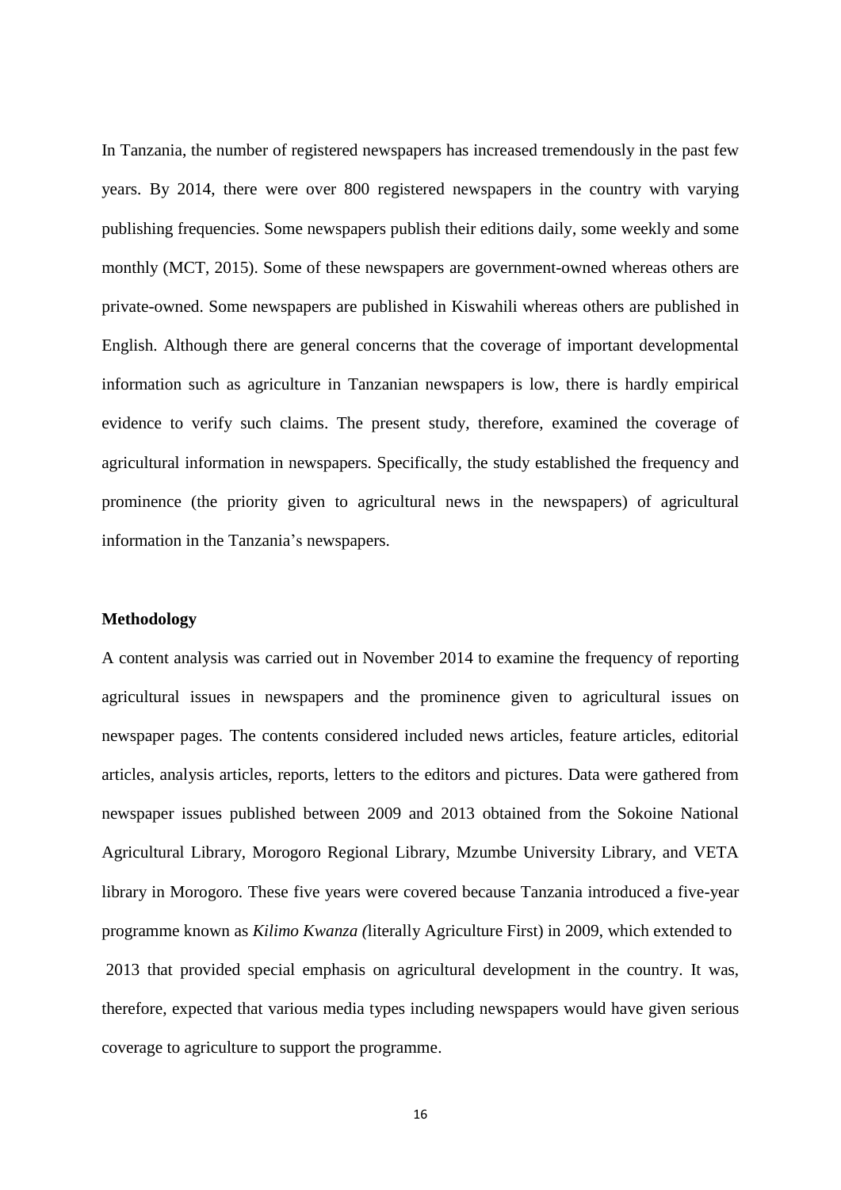In Tanzania, the number of registered newspapers has increased tremendously in the past few years. By 2014, there were over 800 registered newspapers in the country with varying publishing frequencies. Some newspapers publish their editions daily, some weekly and some monthly (MCT, 2015). Some of these newspapers are government-owned whereas others are private-owned. Some newspapers are published in Kiswahili whereas others are published in English. Although there are general concerns that the coverage of important developmental information such as agriculture in Tanzanian newspapers is low, there is hardly empirical evidence to verify such claims. The present study, therefore, examined the coverage of agricultural information in newspapers. Specifically, the study established the frequency and prominence (the priority given to agricultural news in the newspapers) of agricultural information in the Tanzania's newspapers.

**Methodology**

A content analysis was carried out in November 2014 to examine the frequency of reporting agricultural issues in newspapers and the prominence given to agricultural issues on newspaper pages. The contents considered included news articles, feature articles, editorial articles, analysis articles, reports, letters to the editors and pictures. Data were gathered from newspaper issues published between 2009 and 2013 obtained from the Sokoine National Agricultural Library, Morogoro Regional Library, Mzumbe University Library, and VETA library in Morogoro. These five years were covered because Tanzania introduced a five-year programme known as *Kilimo Kwanza (*literally Agriculture First) in 2009, which extended to 2013 that provided special emphasis on agricultural development in the country. It was, therefore, expected that various media types including newspapers would have given serious coverage to agriculture to support the programme.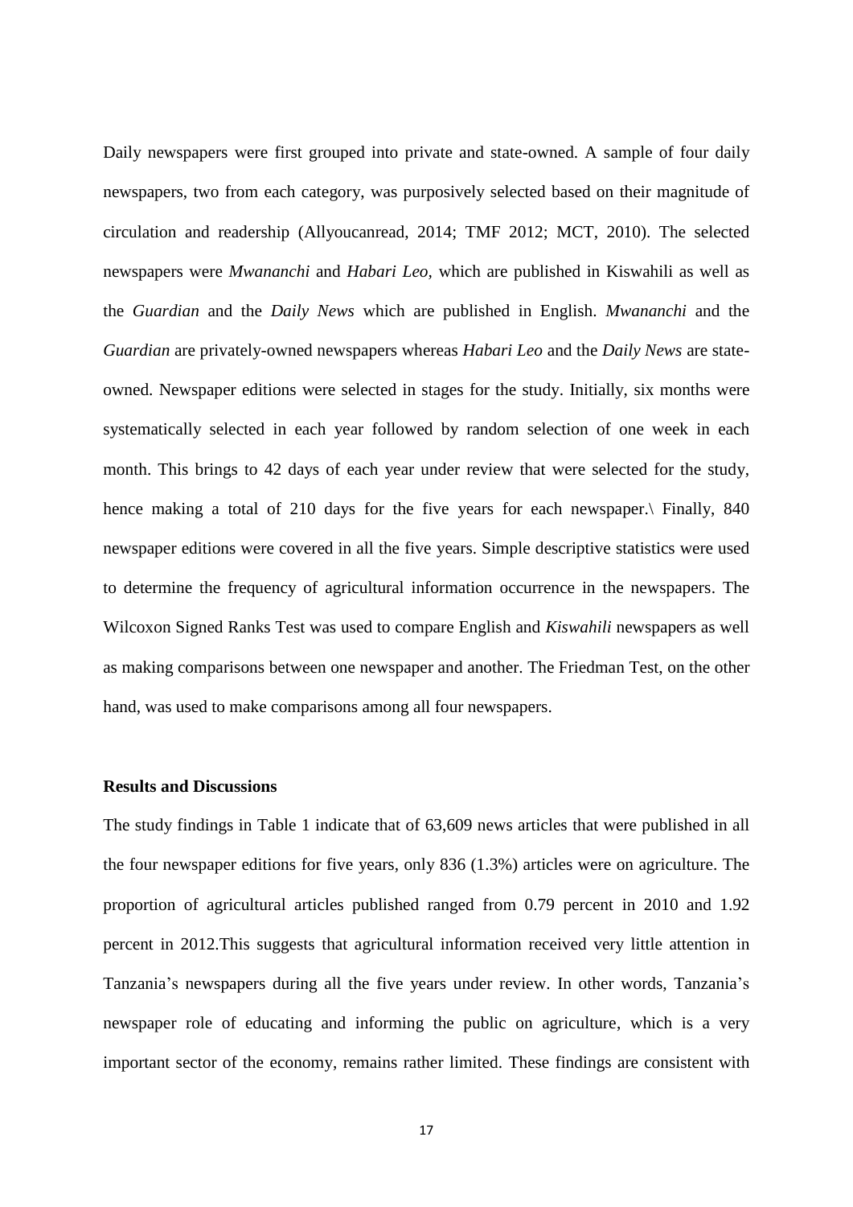Daily newspapers were first grouped into private and state-owned. A sample of four daily newspapers, two from each category, was purposively selected based on their magnitude of circulation and readership (Allyoucanread, 2014; TMF 2012; MCT, 2010). The selected newspapers were *Mwananchi* and *Habari Leo*, which are published in Kiswahili as well as the *Guardian* and the *Daily News* which are published in English. *Mwananchi* and the *Guardian* are privately-owned newspapers whereas *Habari Leo* and the *Daily News* are state-owned. Newspaper editions were selected in stages for the study. Initially, six months were systematically selected in each year followed by random selection of one week in each month. This brings to 42 days of each year under review that were selected for the study, hence making a total of 210 days for the five years for each newspaper.\ Finally, 840 newspaper editions were covered in all the five years. Simple descriptive statistics were used to determine the frequency of agricultural information occurrence in the newspapers. The Wilcoxon Signed Ranks Test was used to compare English and *Kiswahili* newspapers as well as making comparisons between one newspaper and another. The Friedman Test, on the other hand, was used to make comparisons among all four newspapers.

**Results and Discussions**

The study findings in Table 1 indicate that of 63,609 news articles that were published in all the four newspaper editions for five years, only 836 (1.3%) articles were on agriculture. The proportion of agricultural articles published ranged from 0.79 percent in 2010 and 1.92 percent in 2012.This suggests that agricultural information received very little attention in Tanzania's newspapers during all the five years under review. In other words, Tanzania's newspaper role of educating and informing the public on agriculture, which is a very important sector of the economy, remains rather limited. These findings are consistent with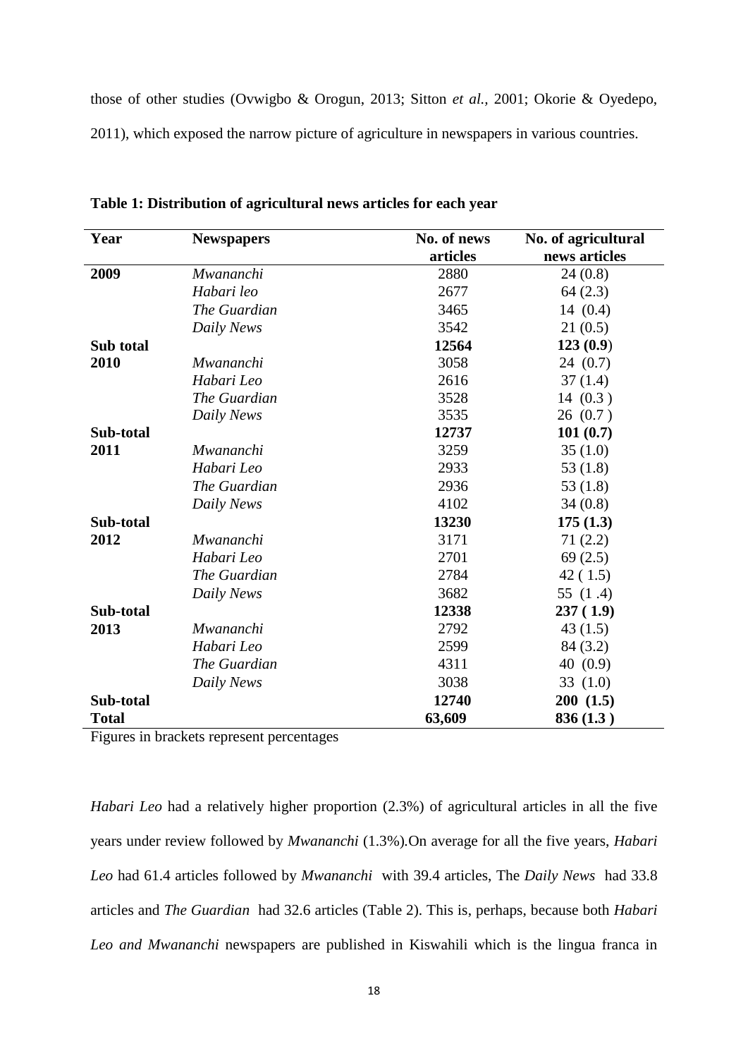those of other studies (Ovwigbo & Orogun, 2013; Sitton *et al.,* 2001; Okorie & Oyedepo, 2011), which exposed the narrow picture of agriculture in newspapers in various countries.

**Table 1: Distribution of agricultural news articles for each year**

| Year | Newspapers | No. of news articles | No. of agricultural news articles |
|---|---|---|---|
| **2009** | *Mwananchi* | 2880 | 24 (0.8) |
| | *Habari leo* | 2677 | 64 (2.3) |
| | *The Guardian* | 3465 | 14 (0.4) |
| | *Daily News* | 3542 | 21 (0.5) |
| **Sub total** | | **12564** | **123 (0.9)** |
| **2010** | *Mwananchi* | 3058 | 24 (0.7) |
| | *Habari Leo* | 2616 | 37 (1.4) |
| | *The Guardian* | 3528 | 14 (0.3 ) |
| | *Daily News* | 3535 | 26 (0.7 ) |
| **Sub-total** | | **12737** | **101 (0.7)** |
| **2011** | *Mwananchi* | 3259 | 35 (1.0) |
| | *Habari Leo* | 2933 | 53 (1.8) |
| | *The Guardian* | 2936 | 53 (1.8) |
| | *Daily News* | 4102 | 34 (0.8) |
| **Sub-total** | | **13230** | **175 (1.3)** |
| **2012** | *Mwananchi* | 3171 | 71 (2.2) |
| | *Habari Leo* | 2701 | 69 (2.5) |
| | *The Guardian* | 2784 | 42 ( 1.5) |
| | *Daily News* | 3682 | 55 (1 .4) |
| **Sub-total** | | **12338** | **237 ( 1.9)** |
| **2013** | *Mwananchi* | 2792 | 43 (1.5) |
| | *Habari Leo* | 2599 | 84 (3.2) |
| | *The Guardian* | 4311 | 40 (0.9) |
| | *Daily News* | 3038 | 33 (1.0) |
| **Sub-total** | | **12740** | **200 (1.5)** |
| **Total** | | **63,609** | **836 (1.3 )** |

Figures in brackets represent percentages

*Habari Leo* had a relatively higher proportion (2.3%) of agricultural articles in all the five years under review followed by *Mwananchi* (1.3%).On average for all the five years, *Habari Leo* had 61.4 articles followed by *Mwananchi* with 39.4 articles, The *Daily News* had 33.8 articles and *The Guardian* had 32.6 articles (Table 2). This is, perhaps, because both *Habari Leo and Mwananchi* newspapers are published in Kiswahili which is the lingua franca in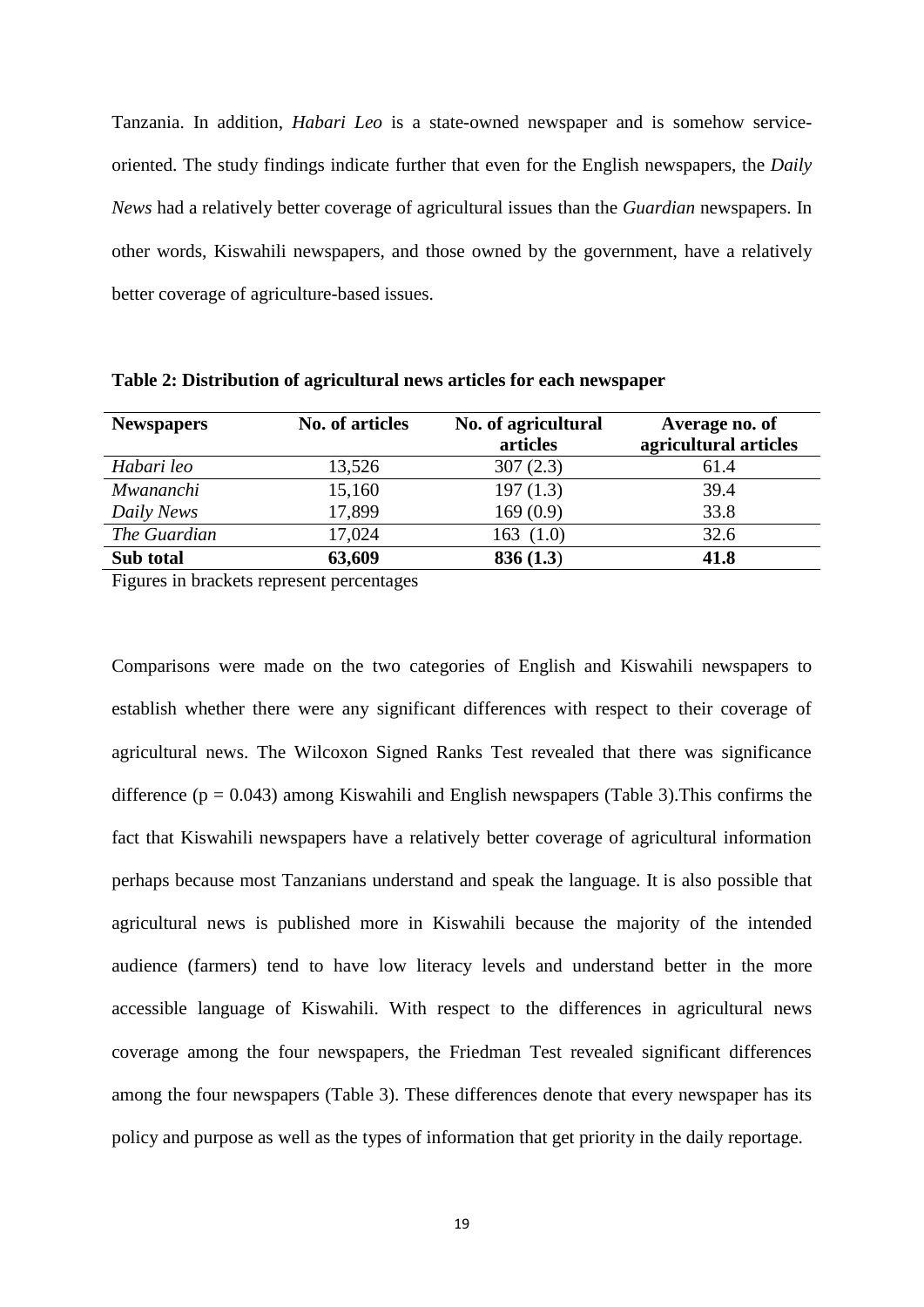Tanzania. In addition, *Habari Leo* is a state-owned newspaper and is somehow service-oriented. The study findings indicate further that even for the English newspapers, the *Daily News* had a relatively better coverage of agricultural issues than the *Guardian* newspapers. In other words, Kiswahili newspapers, and those owned by the government, have a relatively better coverage of agriculture-based issues.

**Table 2: Distribution of agricultural news articles for each newspaper**

| Newspapers | No. of articles | No. of agricultural articles | Average no. of agricultural articles |
|---|---|---|---|
| *Habari leo* | 13,526 | 307 (2.3) | 61.4 |
| *Mwananchi* | 15,160 | 197 (1.3) | 39.4 |
| *Daily News* | 17,899 | 169 (0.9) | 33.8 |
| *The Guardian* | 17,024 | 163 (1.0) | 32.6 |
| **Sub total** | **63,609** | **836 (1.3)** | **41.8** |

Figures in brackets represent percentages

Comparisons were made on the two categories of English and Kiswahili newspapers to establish whether there were any significant differences with respect to their coverage of agricultural news. The Wilcoxon Signed Ranks Test revealed that there was significance difference ($p = 0.043$) among Kiswahili and English newspapers (Table 3).This confirms the fact that Kiswahili newspapers have a relatively better coverage of agricultural information perhaps because most Tanzanians understand and speak the language. It is also possible that agricultural news is published more in Kiswahili because the majority of the intended audience (farmers) tend to have low literacy levels and understand better in the more accessible language of Kiswahili. With respect to the differences in agricultural news coverage among the four newspapers, the Friedman Test revealed significant differences among the four newspapers (Table 3). These differences denote that every newspaper has its policy and purpose as well as the types of information that get priority in the daily reportage.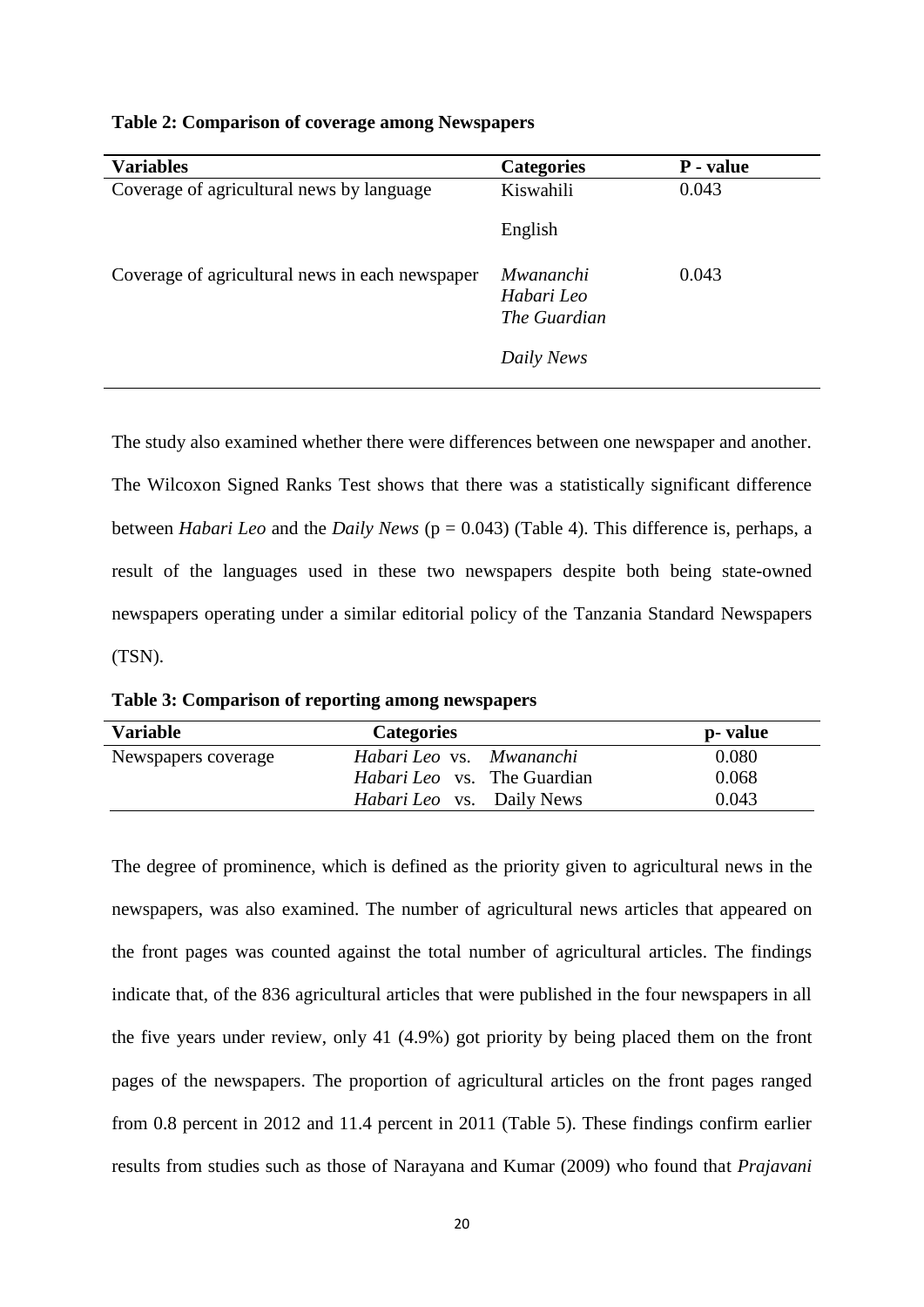**Table 2: Comparison of coverage among Newspapers**

| Variables | Categories | P - value |
|---|---|---|
| Coverage of agricultural news by language | Kiswahili | 0.043 |
| | English | |
| Coverage of agricultural news in each newspaper | *Mwananchi* | 0.043 |
| | *Habari Leo* | |
| | *The Guardian* | |
| | *Daily News* | |

The study also examined whether there were differences between one newspaper and another. The Wilcoxon Signed Ranks Test shows that there was a statistically significant difference between *Habari Leo* and the *Daily News* ($p = 0.043$) (Table 4). This difference is, perhaps, a result of the languages used in these two newspapers despite both being state-owned newspapers operating under a similar editorial policy of the Tanzania Standard Newspapers (TSN).

**Table 3: Comparison of reporting among newspapers**

| Variable | Categories | p- value |
|---|---|---|
| Newspapers coverage | *Habari Leo* vs. *Mwananchi* | 0.080 |
| | *Habari Leo* vs. The Guardian | 0.068 |
| | *Habari Leo* vs. Daily News | 0.043 |

The degree of prominence, which is defined as the priority given to agricultural news in the newspapers, was also examined. The number of agricultural news articles that appeared on the front pages was counted against the total number of agricultural articles. The findings indicate that, of the 836 agricultural articles that were published in the four newspapers in all the five years under review, only 41 (4.9%) got priority by being placed them on the front pages of the newspapers. The proportion of agricultural articles on the front pages ranged from 0.8 percent in 2012 and 11.4 percent in 2011 (Table 5). These findings confirm earlier results from studies such as those of Narayana and Kumar (2009) who found that *Prajavani*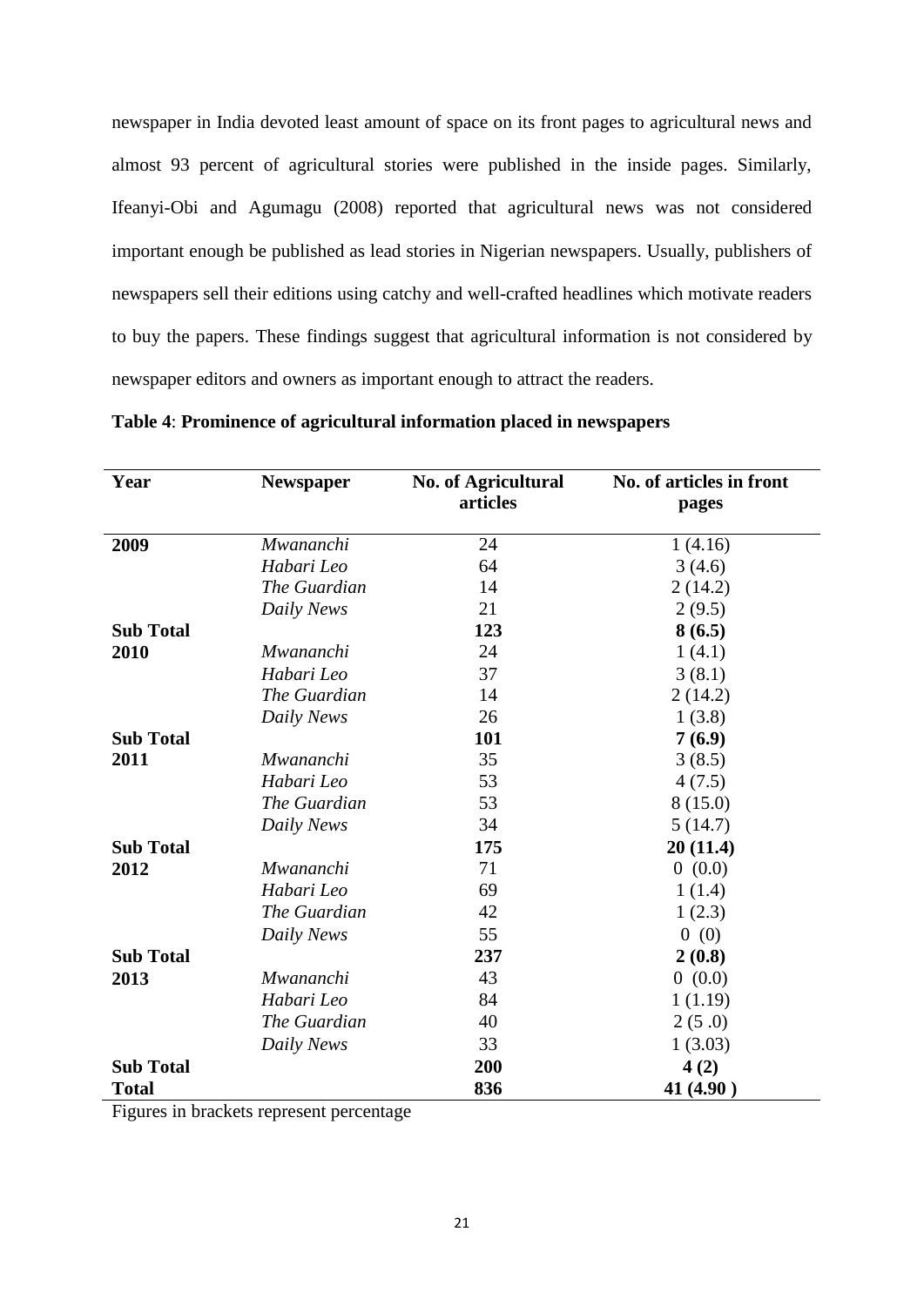newspaper in India devoted least amount of space on its front pages to agricultural news and almost 93 percent of agricultural stories were published in the inside pages. Similarly, Ifeanyi-Obi and Agumagu (2008) reported that agricultural news was not considered important enough be published as lead stories in Nigerian newspapers. Usually, publishers of newspapers sell their editions using catchy and well-crafted headlines which motivate readers to buy the papers. These findings suggest that agricultural information is not considered by newspaper editors and owners as important enough to attract the readers.

**Table 4**: **Prominence of agricultural information placed in newspapers**

| Year | Newspaper | No. of Agricultural articles | No. of articles in front pages |
|---|---|---|---|
| **2009** | *Mwananchi* | 24 | 1 (4.16) |
| | *Habari Leo* | 64 | 3 (4.6) |
| | *The Guardian* | 14 | 2 (14.2) |
| | *Daily News* | 21 | 2 (9.5) |
| **Sub Total** | | **123** | **8 (6.5)** |
| **2010** | *Mwananchi* | 24 | 1 (4.1) |
| | *Habari Leo* | 37 | 3 (8.1) |
| | *The Guardian* | 14 | 2 (14.2) |
| | *Daily News* | 26 | 1 (3.8) |
| **Sub Total** | | **101** | **7 (6.9)** |
| **2011** | *Mwananchi* | 35 | 3 (8.5) |
| | *Habari Leo* | 53 | 4 (7.5) |
| | *The Guardian* | 53 | 8 (15.0) |
| | *Daily News* | 34 | 5 (14.7) |
| **Sub Total** | | **175** | **20 (11.4)** |
| **2012** | *Mwananchi* | 71 | 0 (0.0) |
| | *Habari Leo* | 69 | 1 (1.4) |
| | *The Guardian* | 42 | 1 (2.3) |
| | *Daily News* | 55 | 0 (0) |
| **Sub Total** | | **237** | **2 (0.8)** |
| **2013** | *Mwananchi* | 43 | 0 (0.0) |
| | *Habari Leo* | 84 | 1 (1.19) |
| | *The Guardian* | 40 | 2 (5 .0) |
| | *Daily News* | 33 | 1 (3.03) |
| **Sub Total** | | **200** | **4 (2)** |
| **Total** | | **836** | **41 (4.90 )** |

Figures in brackets represent percentage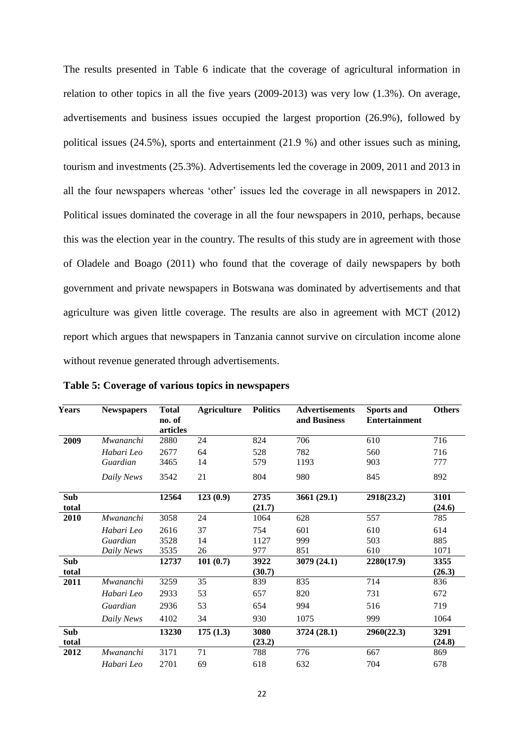The results presented in Table 6 indicate that the coverage of agricultural information in relation to other topics in all the five years (2009-2013) was very low (1.3%). On average, advertisements and business issues occupied the largest proportion (26.9%), followed by political issues (24.5%), sports and entertainment (21.9 %) and other issues such as mining, tourism and investments (25.3%). Advertisements led the coverage in 2009, 2011 and 2013 in all the four newspapers whereas 'other' issues led the coverage in all newspapers in 2012. Political issues dominated the coverage in all the four newspapers in 2010, perhaps, because this was the election year in the country. The results of this study are in agreement with those of Oladele and Boago (2011) who found that the coverage of daily newspapers by both government and private newspapers in Botswana was dominated by advertisements and that agriculture was given little coverage. The results are also in agreement with MCT (2012) report which argues that newspapers in Tanzania cannot survive on circulation income alone without revenue generated through advertisements.

**Table 5: Coverage of various topics in newspapers**

| Years | Newspapers | Total no. of articles | Agriculture | Politics | Advertisements and Business | Sports and Entertainment | Others |
|---|---|---|---|---|---|---|---|
| **2009** | *Mwananchi* | 2880 | 24 | 824 | 706 | 610 | 716 |
| | *Habari Leo* | 2677 | 64 | 528 | 782 | 560 | 716 |
| | *Guardian* | 3465 | 14 | 579 | 1193 | 903 | 777 |
| | *Daily News* | 3542 | 21 | 804 | 980 | 845 | 892 |
| **Sub total** | | **12564** | **123 (0.9)** | **2735 (21.7)** | **3661 (29.1)** | **2918(23.2)** | **3101 (24.6)** |
| **2010** | *Mwananchi* | 3058 | 24 | 1064 | 628 | 557 | 785 |
| | *Habari Leo* | 2616 | 37 | 754 | 601 | 610 | 614 |
| | *Guardian* | 3528 | 14 | 1127 | 999 | 503 | 885 |
| | *Daily News* | 3535 | 26 | 977 | 851 | 610 | 1071 |
| **Sub total** | | **12737** | **101 (0.7)** | **3922 (30.7)** | **3079 (24.1)** | **2280(17.9)** | **3355 (26.3)** |
| **2011** | *Mwananchi* | 3259 | 35 | 839 | 835 | 714 | 836 |
| | *Habari Leo* | 2933 | 53 | 657 | 820 | 731 | 672 |
| | *Guardian* | 2936 | 53 | 654 | 994 | 516 | 719 |
| | *Daily News* | 4102 | 34 | 930 | 1075 | 999 | 1064 |
| **Sub total** | | **13230** | **175 (1.3)** | **3080 (23.2)** | **3724 (28.1)** | **2960(22.3)** | **3291 (24.8)** |
| **2012** | *Mwananchi* | 3171 | 71 | 788 | 776 | 667 | 869 |
| | *Habari Leo* | 2701 | 69 | 618 | 632 | 704 | 678 |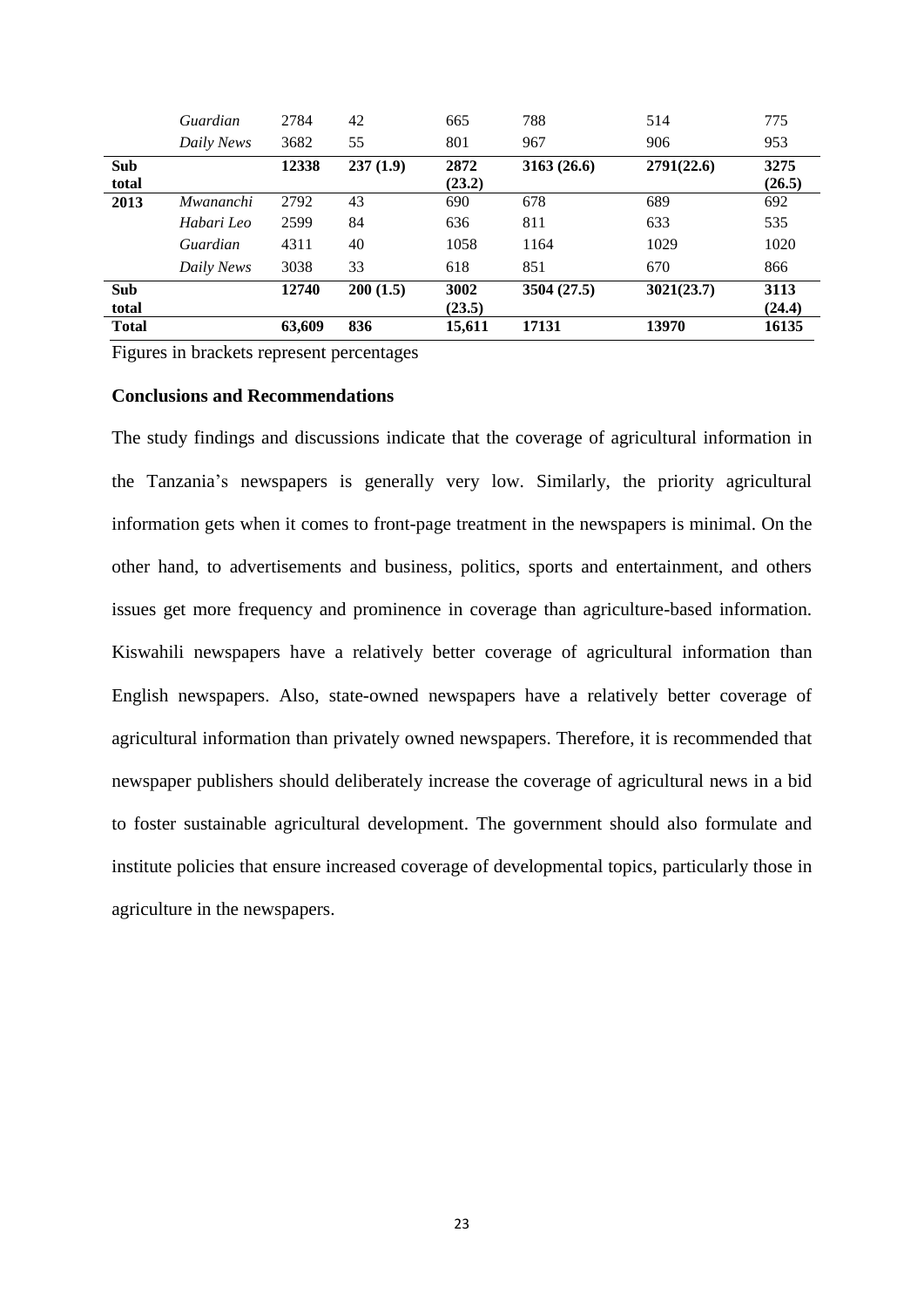| | | | | | | | |
|---|---|---|---|---|---|---|---|
| | *Guardian* | 2784 | 42 | 665 | 788 | 514 | 775 |
| | *Daily News* | 3682 | 55 | 801 | 967 | 906 | 953 |
| **Sub total** | | **12338** | **237 (1.9)** | **2872 (23.2)** | **3163 (26.6)** | **2791(22.6)** | **3275 (26.5)** |
| **2013** | *Mwananchi* | 2792 | 43 | 690 | 678 | 689 | 692 |
| | *Habari Leo* | 2599 | 84 | 636 | 811 | 633 | 535 |
| | *Guardian* | 4311 | 40 | 1058 | 1164 | 1029 | 1020 |
| | *Daily News* | 3038 | 33 | 618 | 851 | 670 | 866 |
| **Sub total** | | **12740** | **200 (1.5)** | **3002 (23.5)** | **3504 (27.5)** | **3021(23.7)** | **3113 (24.4)** |
| **Total** | | **63,609** | **836** | **15,611** | **17131** | **13970** | **16135** |

Figures in brackets represent percentages

## Conclusions and Recommendations

The study findings and discussions indicate that the coverage of agricultural information in the Tanzania's newspapers is generally very low. Similarly, the priority agricultural information gets when it comes to front-page treatment in the newspapers is minimal. On the other hand, to advertisements and business, politics, sports and entertainment, and others issues get more frequency and prominence in coverage than agriculture-based information. Kiswahili newspapers have a relatively better coverage of agricultural information than English newspapers. Also, state-owned newspapers have a relatively better coverage of agricultural information than privately owned newspapers. Therefore, it is recommended that newspaper publishers should deliberately increase the coverage of agricultural news in a bid to foster sustainable agricultural development. The government should also formulate and institute policies that ensure increased coverage of developmental topics, particularly those in agriculture in the newspapers.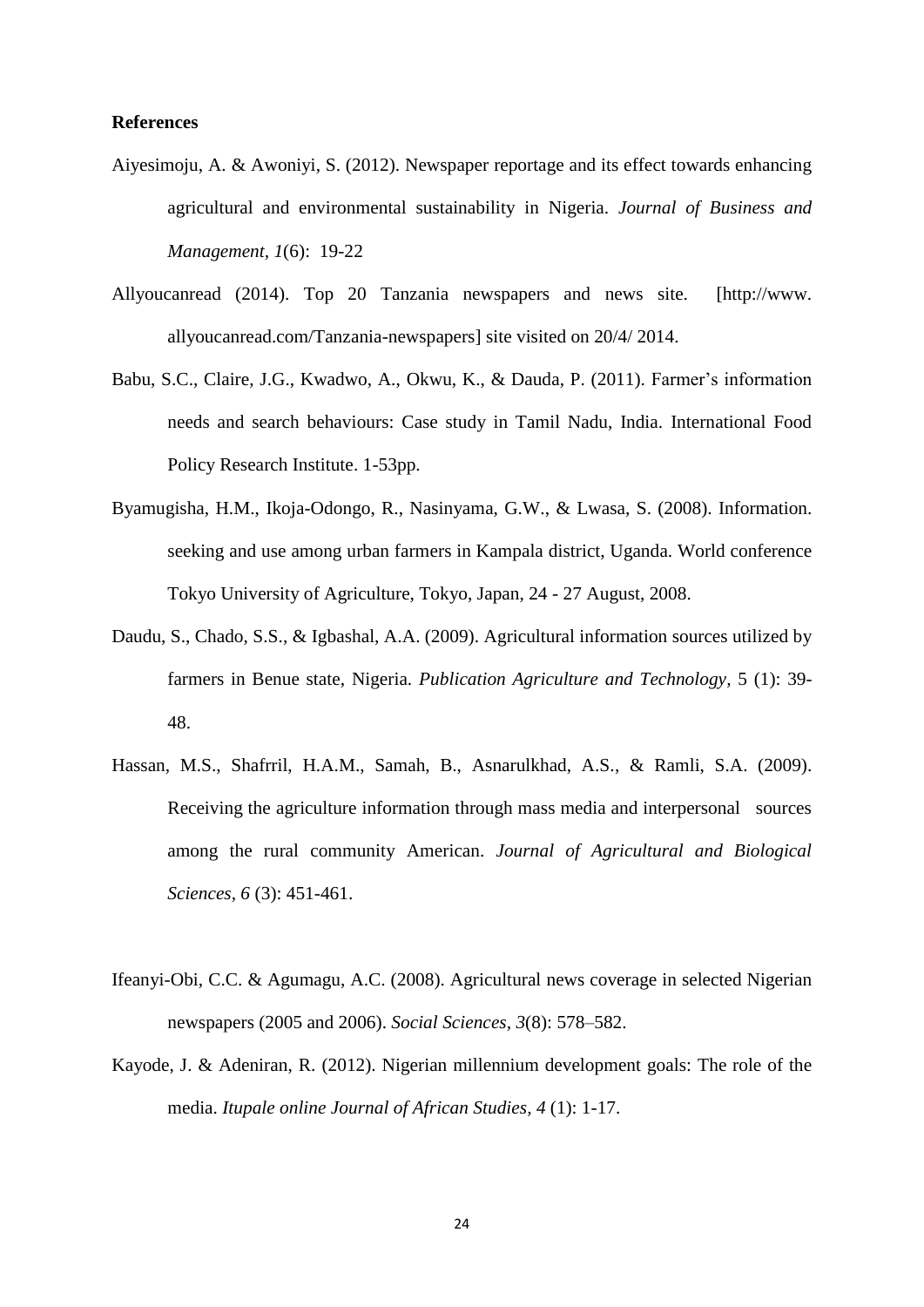**References**

Aiyesimoju, A. & Awoniyi, S. (2012). Newspaper reportage and its effect towards enhancing agricultural and environmental sustainability in Nigeria. *Journal of Business and Management*, *1*(6): 19-22

Allyoucanread (2014). Top 20 Tanzania newspapers and news site. [http://www.allyoucanread.com/Tanzania-newspapers] site visited on 20/4/ 2014.

Babu, S.C., Claire, J.G., Kwadwo, A., Okwu, K., & Dauda, P. (2011). Farmer's information needs and search behaviours: Case study in Tamil Nadu, India. International Food Policy Research Institute. 1-53pp.

Byamugisha, H.M., Ikoja-Odongo, R., Nasinyama, G.W., & Lwasa, S. (2008). Information. seeking and use among urban farmers in Kampala district, Uganda. World conference Tokyo University of Agriculture, Tokyo, Japan, 24 - 27 August, 2008.

Daudu, S., Chado, S.S., & Igbashal, A.A. (2009). Agricultural information sources utilized by farmers in Benue state, Nigeria. *Publication Agriculture and Technology*, 5 (1): 39-48.

Hassan, M.S., Shafrril, H.A.M., Samah, B., Asnarulkhad, A.S., & Ramli, S.A. (2009). Receiving the agriculture information through mass media and interpersonal sources among the rural community American. *Journal of Agricultural and Biological Sciences*, *6* (3): 451-461.

Ifeanyi-Obi, C.C. & Agumagu, A.C. (2008). Agricultural news coverage in selected Nigerian newspapers (2005 and 2006). *Social Sciences*, *3*(8): 578–582.

Kayode, J. & Adeniran, R. (2012). Nigerian millennium development goals: The role of the media. *Itupale online Journal of African Studies*, *4* (1): 1-17.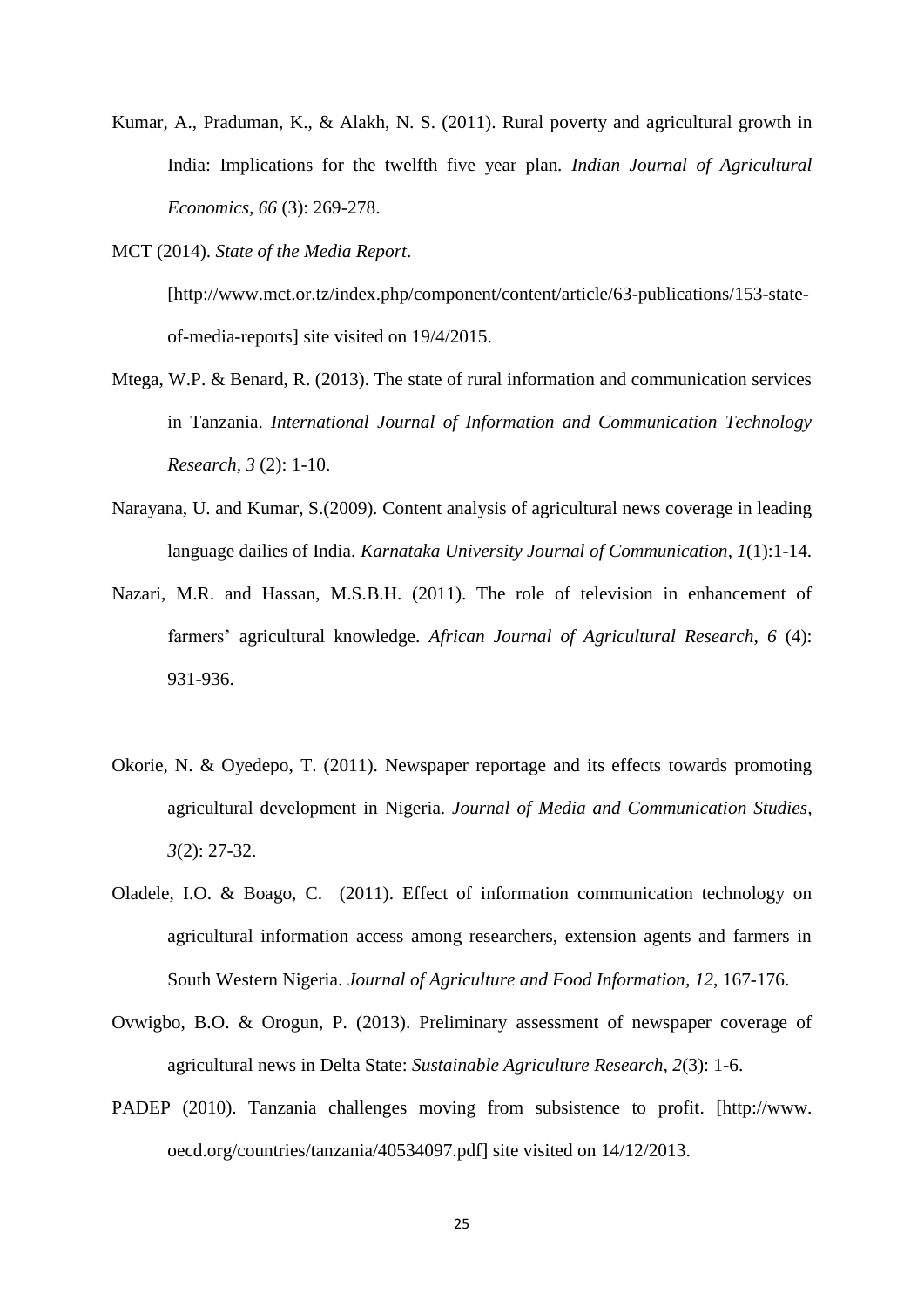Kumar, A., Praduman, K., & Alakh, N. S. (2011). Rural poverty and agricultural growth in India: Implications for the twelfth five year plan. *Indian Journal of Agricultural Economics, 66* (3): 269-278.

MCT (2014). *State of the Media Report*. [http://www.mct.or.tz/index.php/component/content/article/63-publications/153-state-of-media-reports] site visited on 19/4/2015.

Mtega, W.P. & Benard, R. (2013). The state of rural information and communication services in Tanzania. *International Journal of Information and Communication Technology Research, 3* (2): 1-10.

Narayana, U. and Kumar, S.(2009). Content analysis of agricultural news coverage in leading language dailies of India. *Karnataka University Journal of Communication, 1*(1):1-14.

Nazari, M.R. and Hassan, M.S.B.H. (2011). The role of television in enhancement of farmers' agricultural knowledge. *African Journal of Agricultural Research, 6* (4): 931-936.

Okorie, N. & Oyedepo, T. (2011). Newspaper reportage and its effects towards promoting agricultural development in Nigeria. *Journal of Media and Communication Studies, 3*(2): 27-32.

Oladele, I.O. & Boago, C. (2011). Effect of information communication technology on agricultural information access among researchers, extension agents and farmers in South Western Nigeria. *Journal of Agriculture and Food Information, 12*, 167-176.

Ovwigbo, B.O. & Orogun, P. (2013). Preliminary assessment of newspaper coverage of agricultural news in Delta State: *Sustainable Agriculture Research, 2*(3): 1-6.

PADEP (2010). Tanzania challenges moving from subsistence to profit. [http://www. oecd.org/countries/tanzania/40534097.pdf] site visited on 14/12/2013.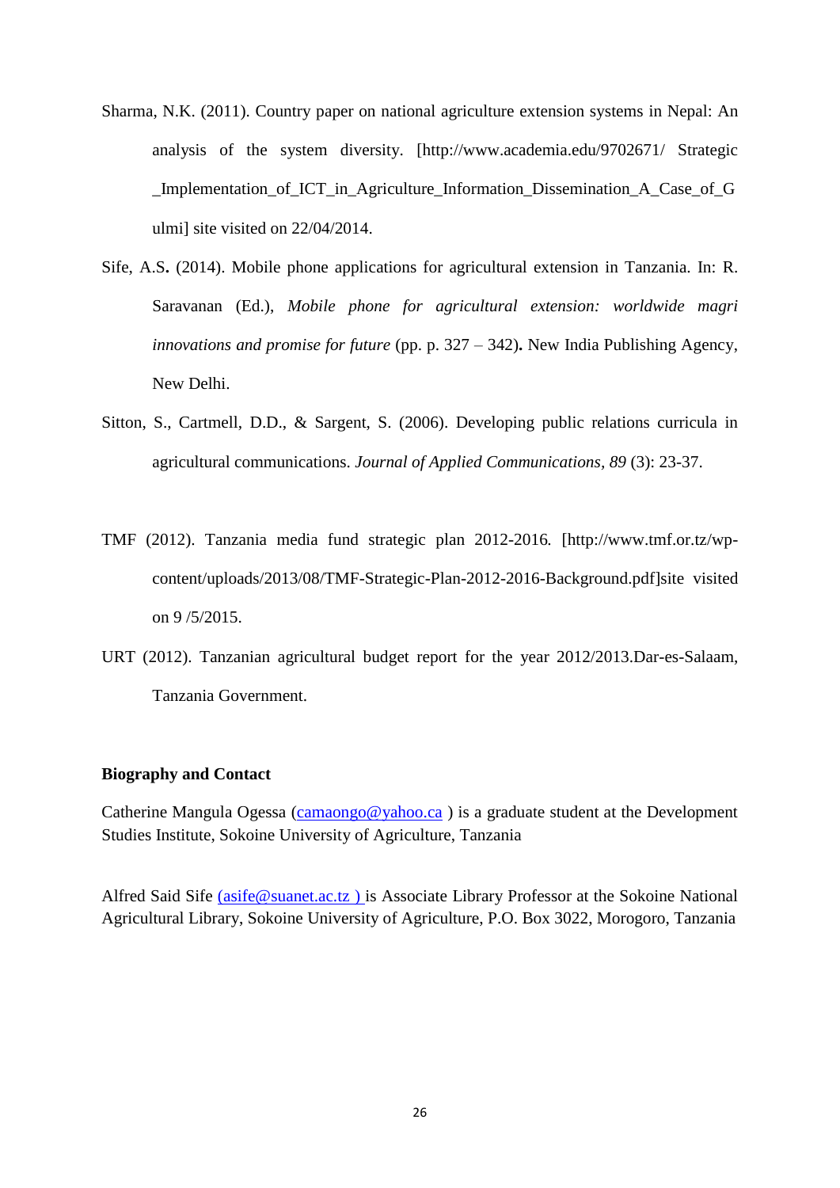Sharma, N.K. (2011). Country paper on national agriculture extension systems in Nepal: An analysis of the system diversity. [http://www.academia.edu/9702671/ Strategic _Implementation_of_ICT_in_Agriculture_Information_Dissemination_A_Case_of_Gulmi] site visited on 22/04/2014.

Sife, A.S**.** (2014). Mobile phone applications for agricultural extension in Tanzania. In: R. Saravanan (Ed.), *Mobile phone for agricultural extension: worldwide magri innovations and promise for future* (pp. p. 327 – 342)**.** New India Publishing Agency, New Delhi.

Sitton, S., Cartmell, D.D., & Sargent, S. (2006). Developing public relations curricula in agricultural communications. *Journal of Applied Communications, 89* (3): 23-37.

TMF (2012). Tanzania media fund strategic plan 2012-2016*.* [http://www.tmf.or.tz/wp-content/uploads/2013/08/TMF-Strategic-Plan-2012-2016-Background.pdf]site visited on 9 /5/2015.

URT (2012). Tanzanian agricultural budget report for the year 2012/2013.Dar-es-Salaam, Tanzania Government.

**Biography and Contact**

Catherine Mangula Ogessa (camaongo@yahoo.ca ) is a graduate student at the Development Studies Institute, Sokoine University of Agriculture, Tanzania

Alfred Said Sife (asife@suanet.ac.tz ) is Associate Library Professor at the Sokoine National Agricultural Library, Sokoine University of Agriculture, P.O. Box 3022, Morogoro, Tanzania